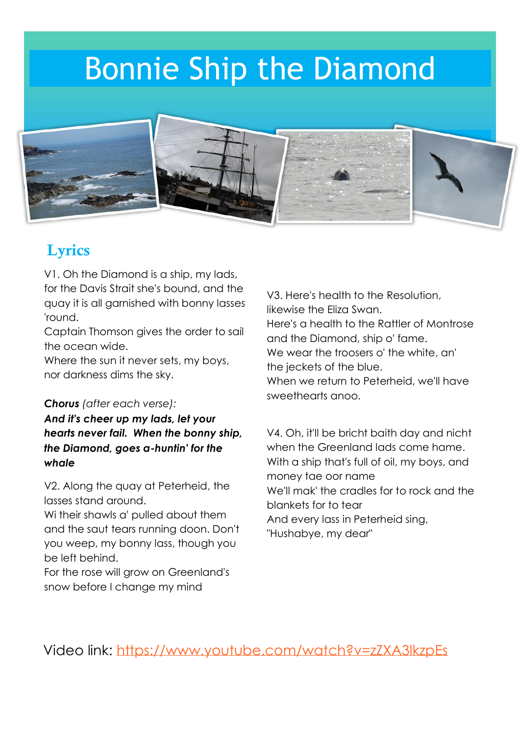# Bonnie Ship the Diamond

## Lyrics

V1. Oh the Diamond is a ship, my lads, for the Davis Strait she's bound, and the quay it is all garnished with bonny lasses 'round.
Captain Thomson gives the order to sail the ocean wide.
Where the sun it never sets, my boys, nor darkness dims the sky.

***Chorus*** *(after each verse):*
***And it's cheer up my lads, let your hearts never fail. When the bonny ship, the Diamond, goes a-huntin' for the whale***

V2. Along the quay at Peterheid, the lasses stand around.
Wi their shawls a' pulled about them and the saut tears running doon. Don't you weep, my bonny lass, though you be left behind.
For the rose will grow on Greenland's snow before I change my mind

V3. Here's health to the Resolution, likewise the Eliza Swan.
Here's a health to the Rattler of Montrose and the Diamond, ship o' fame.
We wear the troosers o' the white, an' the jeckets of the blue.
When we return to Peterheid, we'll have sweethearts anoo.

V4. Oh, it'll be bricht baith day and nicht when the Greenland lads come hame.
With a ship that's full of oil, my boys, and money tae oor name
We'll mak' the cradles for to rock and the blankets for to tear
And every lass in Peterheid sing, "Hushabye, my dear"

Video link: [https://www.youtube.com/watch?v=zZXA3lkzpEs](https://www.youtube.com/watch?v=zZXA3lkzpEs)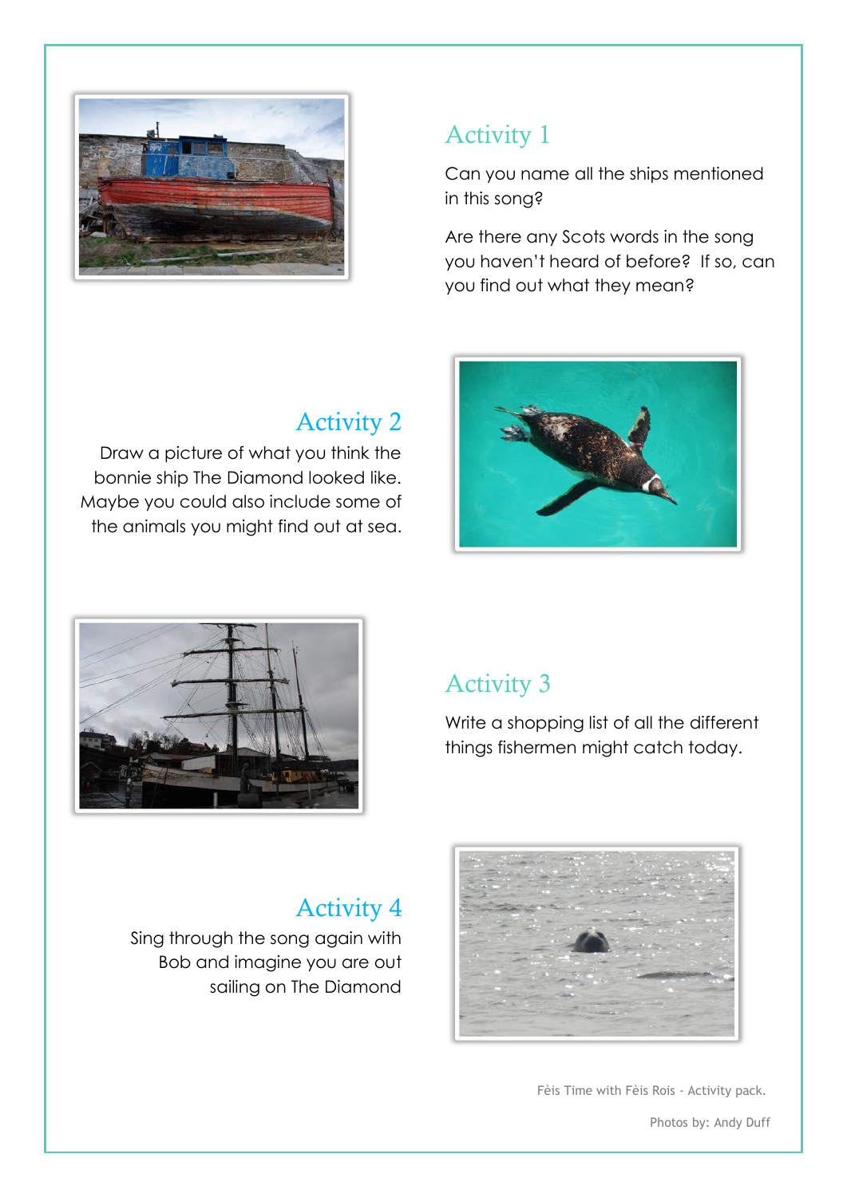## Activity 1

Can you name all the ships mentioned in this song?

Are there any Scots words in the song you haven't heard of before? If so, can you find out what they mean?

## Activity 2

Draw a picture of what you think the bonnie ship The Diamond looked like. Maybe you could also include some of the animals you might find out at sea.

## Activity 3

Write a shopping list of all the different things fishermen might catch today.

## Activity 4

Sing through the song again with Bob and imagine you are out sailing on The Diamond

Fèis Time with Fèis Rois - Activity pack.

Photos by: Andy Duff